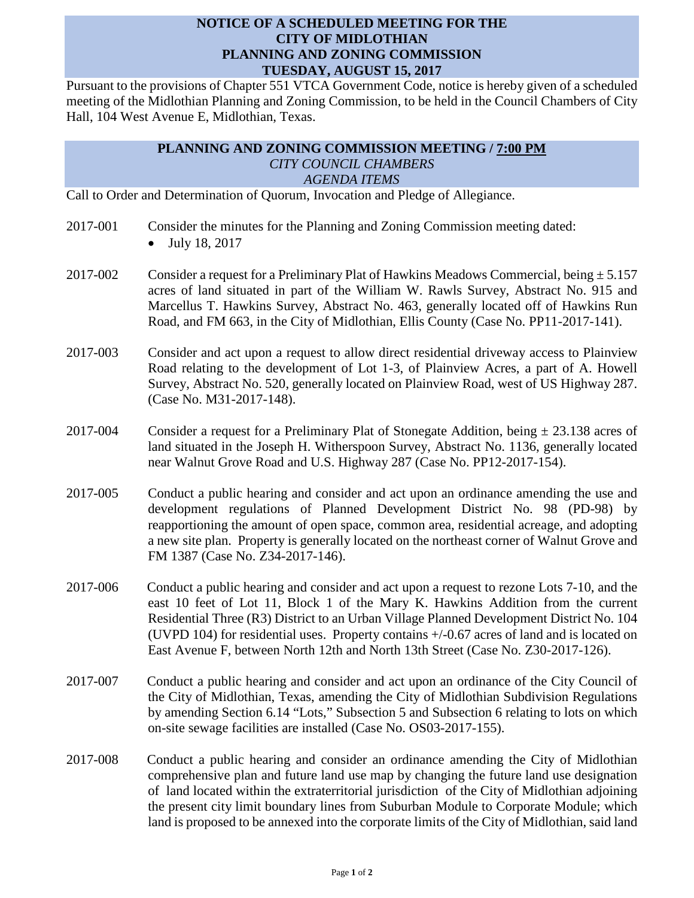# NOTICE OF A SCHEDULED MEETING FOR THE CITY OF MIDLOTHIAN PLANNING AND ZONING COMMISSION TUESDAY, AUGUST 15, 2017

Pursuant to the provisions of Chapter 551 VTCA Government Code, notice is hereby given of a scheduled meeting of the Midlothian Planning and Zoning Commission, to be held in the Council Chambers of City Hall, 104 West Avenue E, Midlothian, Texas.

## PLANNING AND ZONING COMMISSION MEETING / 7:00 PM

*CITY COUNCIL CHAMBERS*

*AGENDA ITEMS*

Call to Order and Determination of Quorum, Invocation and Pledge of Allegiance.

2017-001 Consider the minutes for the Planning and Zoning Commission meeting dated:

- July 18, 2017

2017-002 Consider a request for a Preliminary Plat of Hawkins Meadows Commercial, being ± 5.157 acres of land situated in part of the William W. Rawls Survey, Abstract No. 915 and Marcellus T. Hawkins Survey, Abstract No. 463, generally located off of Hawkins Run Road, and FM 663, in the City of Midlothian, Ellis County (Case No. PP11-2017-141).

2017-003 Consider and act upon a request to allow direct residential driveway access to Plainview Road relating to the development of Lot 1-3, of Plainview Acres, a part of A. Howell Survey, Abstract No. 520, generally located on Plainview Road, west of US Highway 287. (Case No. M31-2017-148).

2017-004 Consider a request for a Preliminary Plat of Stonegate Addition, being ± 23.138 acres of land situated in the Joseph H. Witherspoon Survey, Abstract No. 1136, generally located near Walnut Grove Road and U.S. Highway 287 (Case No. PP12-2017-154).

2017-005 Conduct a public hearing and consider and act upon an ordinance amending the use and development regulations of Planned Development District No. 98 (PD-98) by reapportioning the amount of open space, common area, residential acreage, and adopting a new site plan. Property is generally located on the northeast corner of Walnut Grove and FM 1387 (Case No. Z34-2017-146).

2017-006 Conduct a public hearing and consider and act upon a request to rezone Lots 7-10, and the east 10 feet of Lot 11, Block 1 of the Mary K. Hawkins Addition from the current Residential Three (R3) District to an Urban Village Planned Development District No. 104 (UVPD 104) for residential uses. Property contains +/-0.67 acres of land and is located on East Avenue F, between North 12th and North 13th Street (Case No. Z30-2017-126).

2017-007 Conduct a public hearing and consider and act upon an ordinance of the City Council of the City of Midlothian, Texas, amending the City of Midlothian Subdivision Regulations by amending Section 6.14 "Lots," Subsection 5 and Subsection 6 relating to lots on which on-site sewage facilities are installed (Case No. OS03-2017-155).

2017-008 Conduct a public hearing and consider an ordinance amending the City of Midlothian comprehensive plan and future land use map by changing the future land use designation of land located within the extraterritorial jurisdiction of the City of Midlothian adjoining the present city limit boundary lines from Suburban Module to Corporate Module; which land is proposed to be annexed into the corporate limits of the City of Midlothian, said land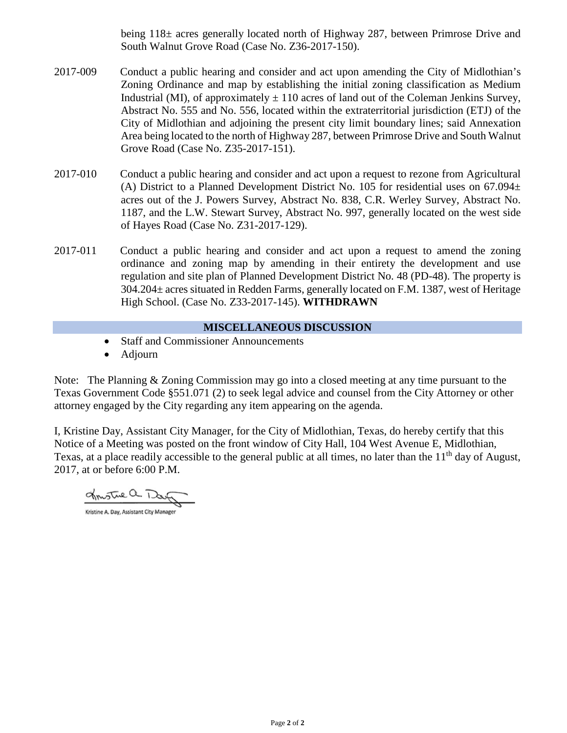being 118± acres generally located north of Highway 287, between Primrose Drive and South Walnut Grove Road (Case No. Z36-2017-150).

2017-009 Conduct a public hearing and consider and act upon amending the City of Midlothian's Zoning Ordinance and map by establishing the initial zoning classification as Medium Industrial (MI), of approximately ± 110 acres of land out of the Coleman Jenkins Survey, Abstract No. 555 and No. 556, located within the extraterritorial jurisdiction (ETJ) of the City of Midlothian and adjoining the present city limit boundary lines; said Annexation Area being located to the north of Highway 287, between Primrose Drive and South Walnut Grove Road (Case No. Z35-2017-151).

2017-010 Conduct a public hearing and consider and act upon a request to rezone from Agricultural (A) District to a Planned Development District No. 105 for residential uses on 67.094± acres out of the J. Powers Survey, Abstract No. 838, C.R. Werley Survey, Abstract No. 1187, and the L.W. Stewart Survey, Abstract No. 997, generally located on the west side of Hayes Road (Case No. Z31-2017-129).

2017-011 Conduct a public hearing and consider and act upon a request to amend the zoning ordinance and zoning map by amending in their entirety the development and use regulation and site plan of Planned Development District No. 48 (PD-48). The property is 304.204± acres situated in Redden Farms, generally located on F.M. 1387, west of Heritage High School. (Case No. Z33-2017-145). **WITHDRAWN**

## MISCELLANEOUS DISCUSSION

- Staff and Commissioner Announcements
- Adjourn

Note: The Planning & Zoning Commission may go into a closed meeting at any time pursuant to the Texas Government Code §551.071 (2) to seek legal advice and counsel from the City Attorney or other attorney engaged by the City regarding any item appearing on the agenda.

I, Kristine Day, Assistant City Manager, for the City of Midlothian, Texas, do hereby certify that this Notice of a Meeting was posted on the front window of City Hall, 104 West Avenue E, Midlothian, Texas, at a place readily accessible to the general public at all times, no later than the 11th day of August, 2017, at or before 6:00 P.M.

Kristine A. Day, Assistant City Manager